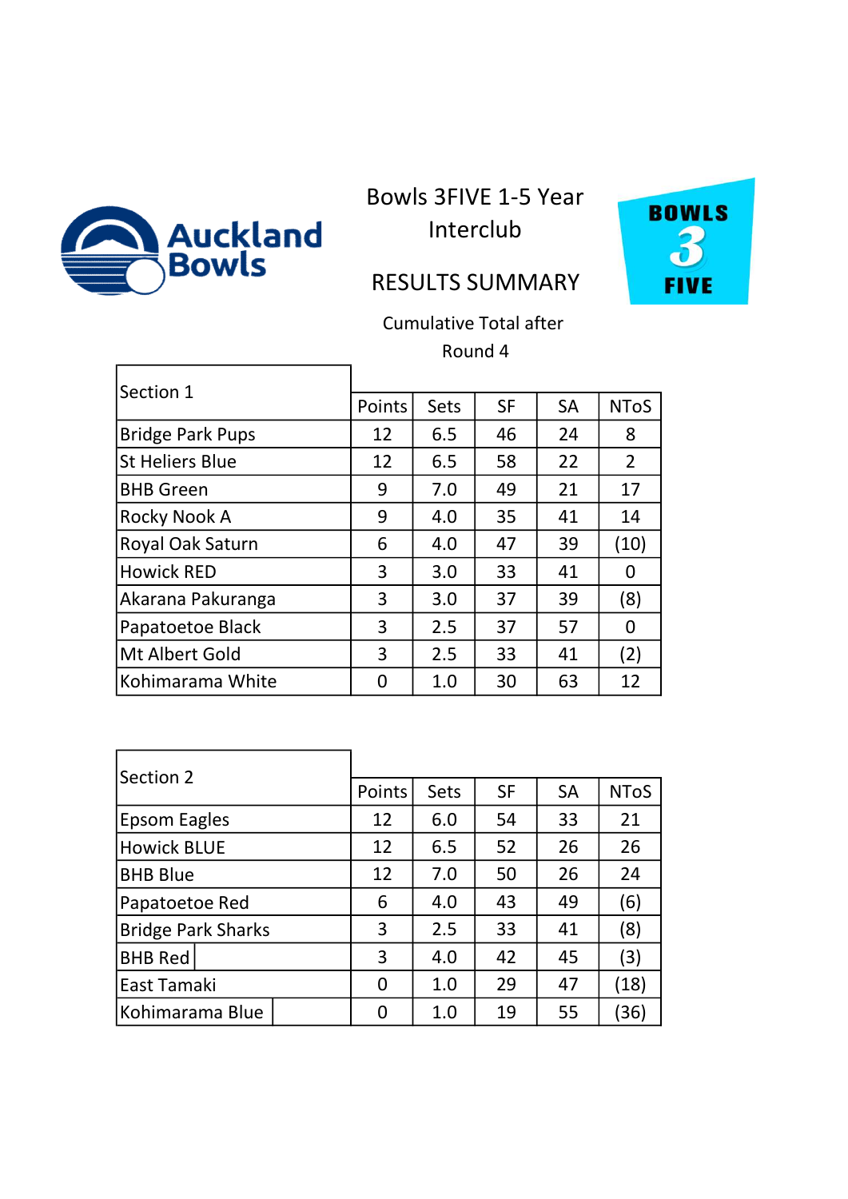Auckland Bowls

# Bowls 3FIVE 1-5 Year Interclub

## RESULTS SUMMARY

BOWLS 3 FIVE

Cumulative Total after Round 4

| Section 1 | Points | Sets | SF | SA | NToS |
|---|---|---|---|---|---|
| Bridge Park Pups | 12 | 6.5 | 46 | 24 | 8 |
| St Heliers Blue | 12 | 6.5 | 58 | 22 | 2 |
| BHB Green | 9 | 7.0 | 49 | 21 | 17 |
| Rocky Nook A | 9 | 4.0 | 35 | 41 | 14 |
| Royal Oak Saturn | 6 | 4.0 | 47 | 39 | (10) |
| Howick RED | 3 | 3.0 | 33 | 41 | 0 |
| Akarana Pakuranga | 3 | 3.0 | 37 | 39 | (8) |
| Papatoetoe Black | 3 | 2.5 | 37 | 57 | 0 |
| Mt Albert Gold | 3 | 2.5 | 33 | 41 | (2) |
| Kohimarama White | 0 | 1.0 | 30 | 63 | 12 |

| Section 2 | Points | Sets | SF | SA | NToS |
|---|---|---|---|---|---|
| Epsom Eagles | 12 | 6.0 | 54 | 33 | 21 |
| Howick BLUE | 12 | 6.5 | 52 | 26 | 26 |
| BHB Blue | 12 | 7.0 | 50 | 26 | 24 |
| Papatoetoe Red | 6 | 4.0 | 43 | 49 | (6) |
| Bridge Park Sharks | 3 | 2.5 | 33 | 41 | (8) |
| BHB Red | 3 | 4.0 | 42 | 45 | (3) |
| East Tamaki | 0 | 1.0 | 29 | 47 | (18) |
| Kohimarama Blue | 0 | 1.0 | 19 | 55 | (36) |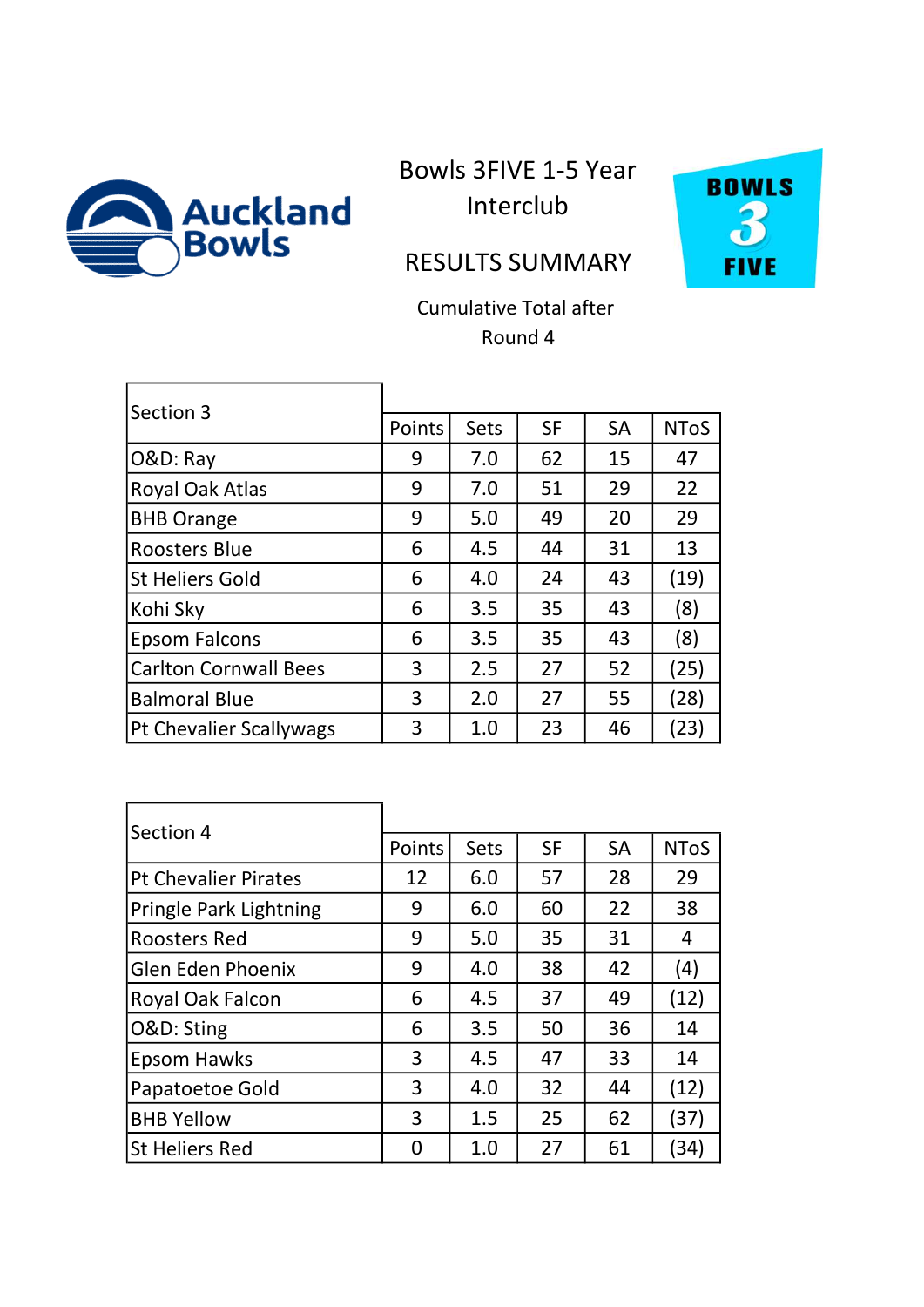Auckland Bowls

# Bowls 3FIVE 1-5 Year Interclub

## RESULTS SUMMARY

BOWLS 3 FIVE

Cumulative Total after Round 4

| Section 3 | Points | Sets | SF | SA | NToS |
|---|---|---|---|---|---|
| O&D: Ray | 9 | 7.0 | 62 | 15 | 47 |
| Royal Oak Atlas | 9 | 7.0 | 51 | 29 | 22 |
| BHB Orange | 9 | 5.0 | 49 | 20 | 29 |
| Roosters Blue | 6 | 4.5 | 44 | 31 | 13 |
| St Heliers Gold | 6 | 4.0 | 24 | 43 | (19) |
| Kohi Sky | 6 | 3.5 | 35 | 43 | (8) |
| Epsom Falcons | 6 | 3.5 | 35 | 43 | (8) |
| Carlton Cornwall Bees | 3 | 2.5 | 27 | 52 | (25) |
| Balmoral Blue | 3 | 2.0 | 27 | 55 | (28) |
| Pt Chevalier Scallywags | 3 | 1.0 | 23 | 46 | (23) |

| Section 4 | Points | Sets | SF | SA | NToS |
|---|---|---|---|---|---|
| Pt Chevalier Pirates | 12 | 6.0 | 57 | 28 | 29 |
| Pringle Park Lightning | 9 | 6.0 | 60 | 22 | 38 |
| Roosters Red | 9 | 5.0 | 35 | 31 | 4 |
| Glen Eden Phoenix | 9 | 4.0 | 38 | 42 | (4) |
| Royal Oak Falcon | 6 | 4.5 | 37 | 49 | (12) |
| O&D: Sting | 6 | 3.5 | 50 | 36 | 14 |
| Epsom Hawks | 3 | 4.5 | 47 | 33 | 14 |
| Papatoetoe Gold | 3 | 4.0 | 32 | 44 | (12) |
| BHB Yellow | 3 | 1.5 | 25 | 62 | (37) |
| St Heliers Red | 0 | 1.0 | 27 | 61 | (34) |